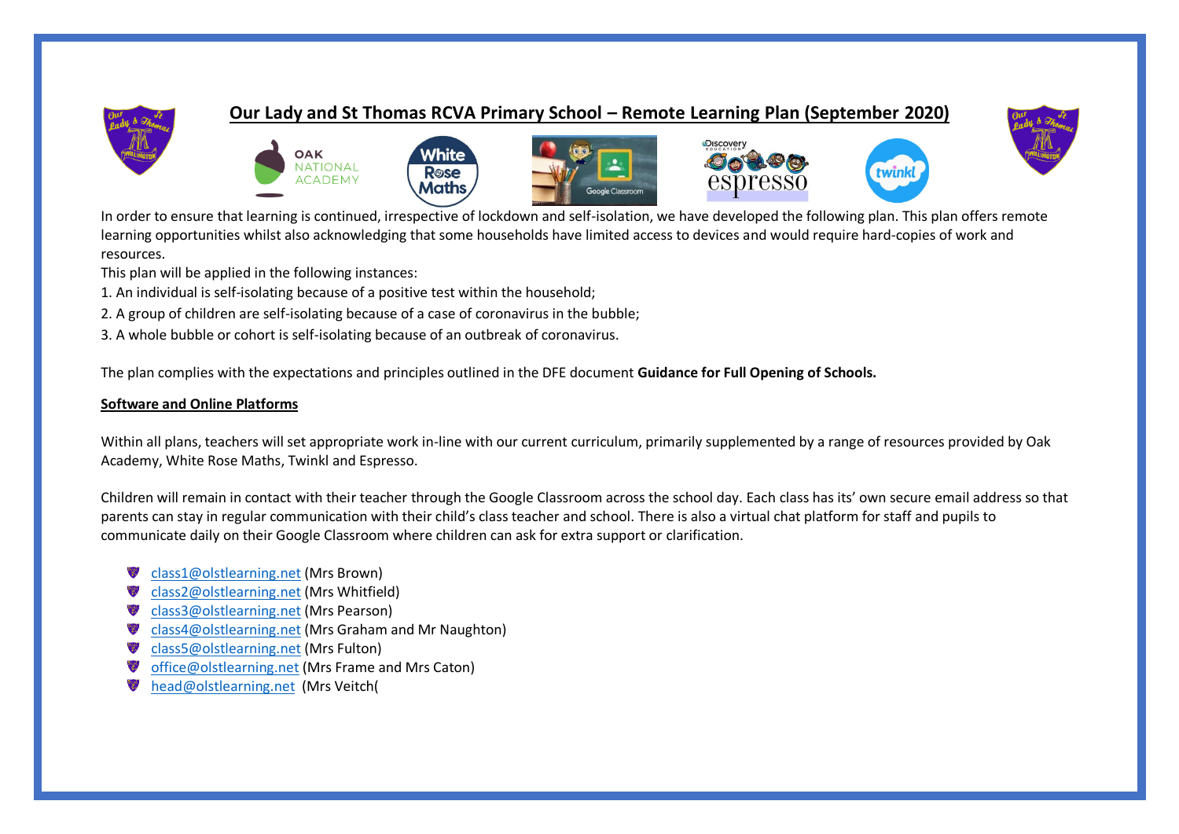# Our Lady and St Thomas RCVA Primary School – Remote Learning Plan (September 2020)

In order to ensure that learning is continued, irrespective of lockdown and self-isolation, we have developed the following plan. This plan offers remote learning opportunities whilst also acknowledging that some households have limited access to devices and would require hard-copies of work and resources.

This plan will be applied in the following instances:

1. An individual is self-isolating because of a positive test within the household;
2. A group of children are self-isolating because of a case of coronavirus in the bubble;
3. A whole bubble or cohort is self-isolating because of an outbreak of coronavirus.

The plan complies with the expectations and principles outlined in the DFE document **Guidance for Full Opening of Schools.**

## Software and Online Platforms

Within all plans, teachers will set appropriate work in-line with our current curriculum, primarily supplemented by a range of resources provided by Oak Academy, White Rose Maths, Twinkl and Espresso.

Children will remain in contact with their teacher through the Google Classroom across the school day. Each class has its' own secure email address so that parents can stay in regular communication with their child's class teacher and school. There is also a virtual chat platform for staff and pupils to communicate daily on their Google Classroom where children can ask for extra support or clarification.

- class1@olstlearning.net (Mrs Brown)
- class2@olstlearning.net (Mrs Whitfield)
- class3@olstlearning.net (Mrs Pearson)
- class4@olstlearning.net (Mrs Graham and Mr Naughton)
- class5@olstlearning.net (Mrs Fulton)
- office@olstlearning.net (Mrs Frame and Mrs Caton)
- head@olstlearning.net (Mrs Veitch(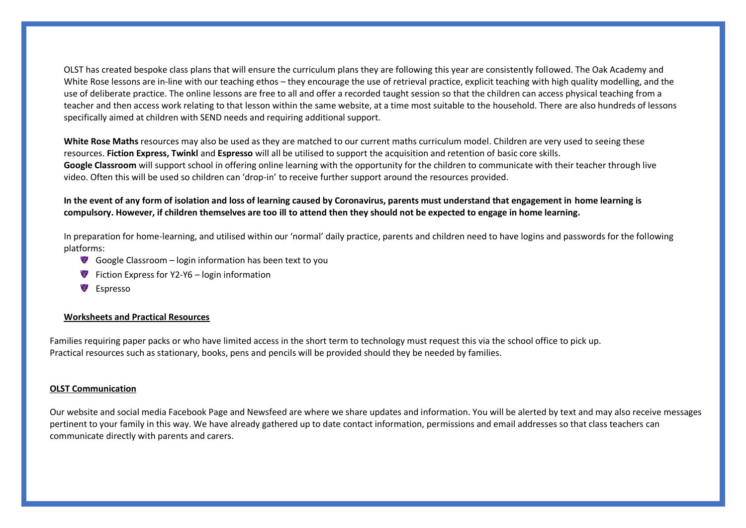OLST has created bespoke class plans that will ensure the curriculum plans they are following this year are consistently followed. The Oak Academy and White Rose lessons are in-line with our teaching ethos – they encourage the use of retrieval practice, explicit teaching with high quality modelling, and the use of deliberate practice. The online lessons are free to all and offer a recorded taught session so that the children can access physical teaching from a teacher and then access work relating to that lesson within the same website, at a time most suitable to the household. There are also hundreds of lessons specifically aimed at children with SEND needs and requiring additional support.

**White Rose Maths** resources may also be used as they are matched to our current maths curriculum model. Children are very used to seeing these resources. **Fiction Express, Twinkl** and **Espresso** will all be utilised to support the acquisition and retention of basic core skills.
**Google Classroom** will support school in offering online learning with the opportunity for the children to communicate with their teacher through live video. Often this will be used so children can 'drop-in' to receive further support around the resources provided.

**In the event of any form of isolation and loss of learning caused by Coronavirus, parents must understand that engagement in home learning is compulsory. However, if children themselves are too ill to attend then they should not be expected to engage in home learning.**

In preparation for home-learning, and utilised within our 'normal' daily practice, parents and children need to have logins and passwords for the following platforms:

- Google Classroom – login information has been text to you
- Fiction Express for Y2-Y6 – login information
- Espresso

**<u>Worksheets and Practical Resources</u>**

Families requiring paper packs or who have limited access in the short term to technology must request this via the school office to pick up.
Practical resources such as stationary, books, pens and pencils will be provided should they be needed by families.

**<u>OLST Communication</u>**

Our website and social media Facebook Page and Newsfeed are where we share updates and information. You will be alerted by text and may also receive messages pertinent to your family in this way. We have already gathered up to date contact information, permissions and email addresses so that class teachers can communicate directly with parents and carers.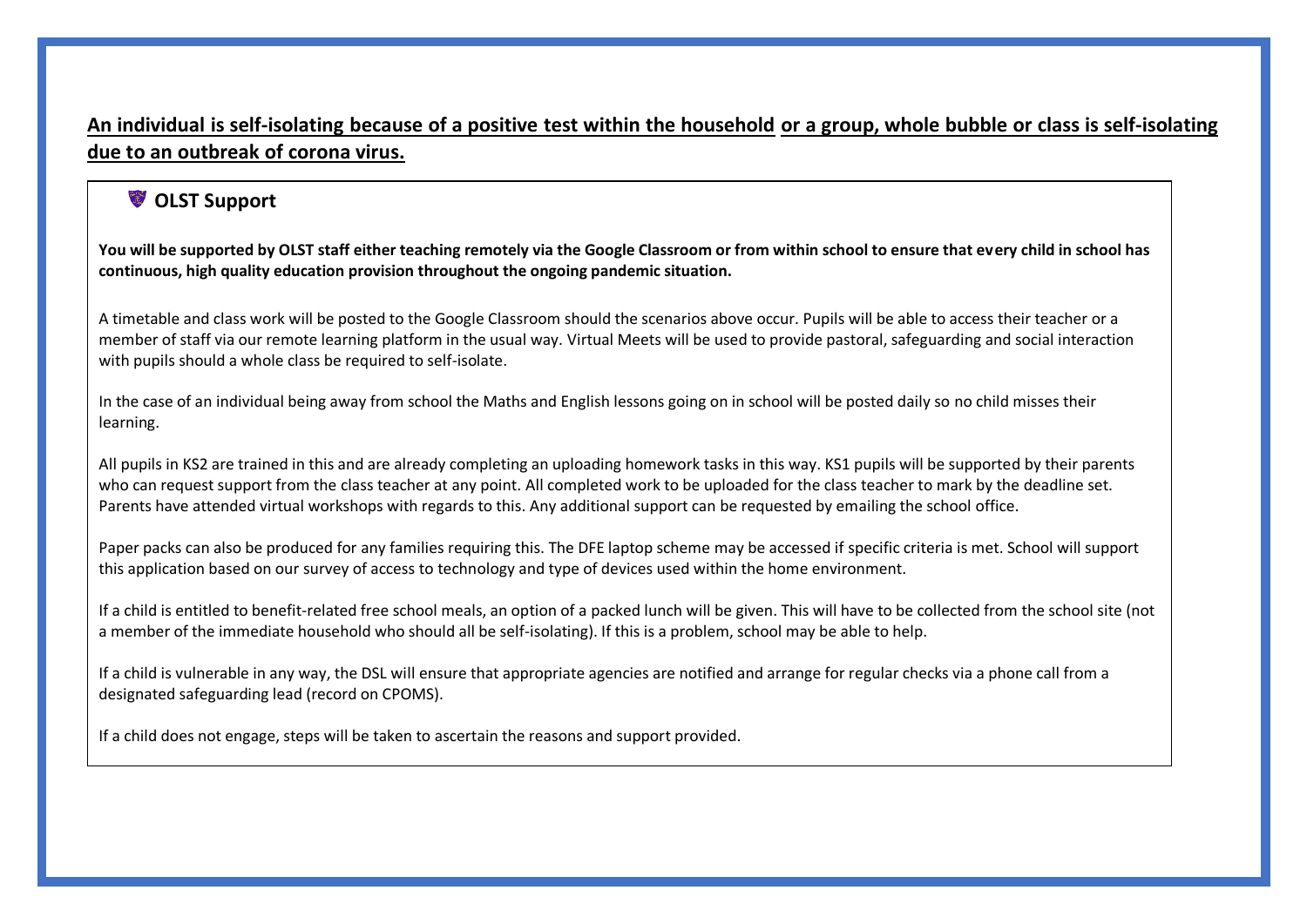**<u>An individual is self-isolating because of a positive test within the household</u> <u>or a group, whole bubble or class is self-isolating due to an outbreak of corona virus.</u>**

## OLST Support

**You will be supported by OLST staff either teaching remotely via the Google Classroom or from within school to ensure that every child in school has continuous, high quality education provision throughout the ongoing pandemic situation.**

A timetable and class work will be posted to the Google Classroom should the scenarios above occur. Pupils will be able to access their teacher or a member of staff via our remote learning platform in the usual way. Virtual Meets will be used to provide pastoral, safeguarding and social interaction with pupils should a whole class be required to self-isolate.

In the case of an individual being away from school the Maths and English lessons going on in school will be posted daily so no child misses their learning.

All pupils in KS2 are trained in this and are already completing an uploading homework tasks in this way. KS1 pupils will be supported by their parents who can request support from the class teacher at any point. All completed work to be uploaded for the class teacher to mark by the deadline set. Parents have attended virtual workshops with regards to this. Any additional support can be requested by emailing the school office.

Paper packs can also be produced for any families requiring this. The DFE laptop scheme may be accessed if specific criteria is met. School will support this application based on our survey of access to technology and type of devices used within the home environment.

If a child is entitled to benefit-related free school meals, an option of a packed lunch will be given. This will have to be collected from the school site (not a member of the immediate household who should all be self-isolating). If this is a problem, school may be able to help.

If a child is vulnerable in any way, the DSL will ensure that appropriate agencies are notified and arrange for regular checks via a phone call from a designated safeguarding lead (record on CPOMS).

If a child does not engage, steps will be taken to ascertain the reasons and support provided.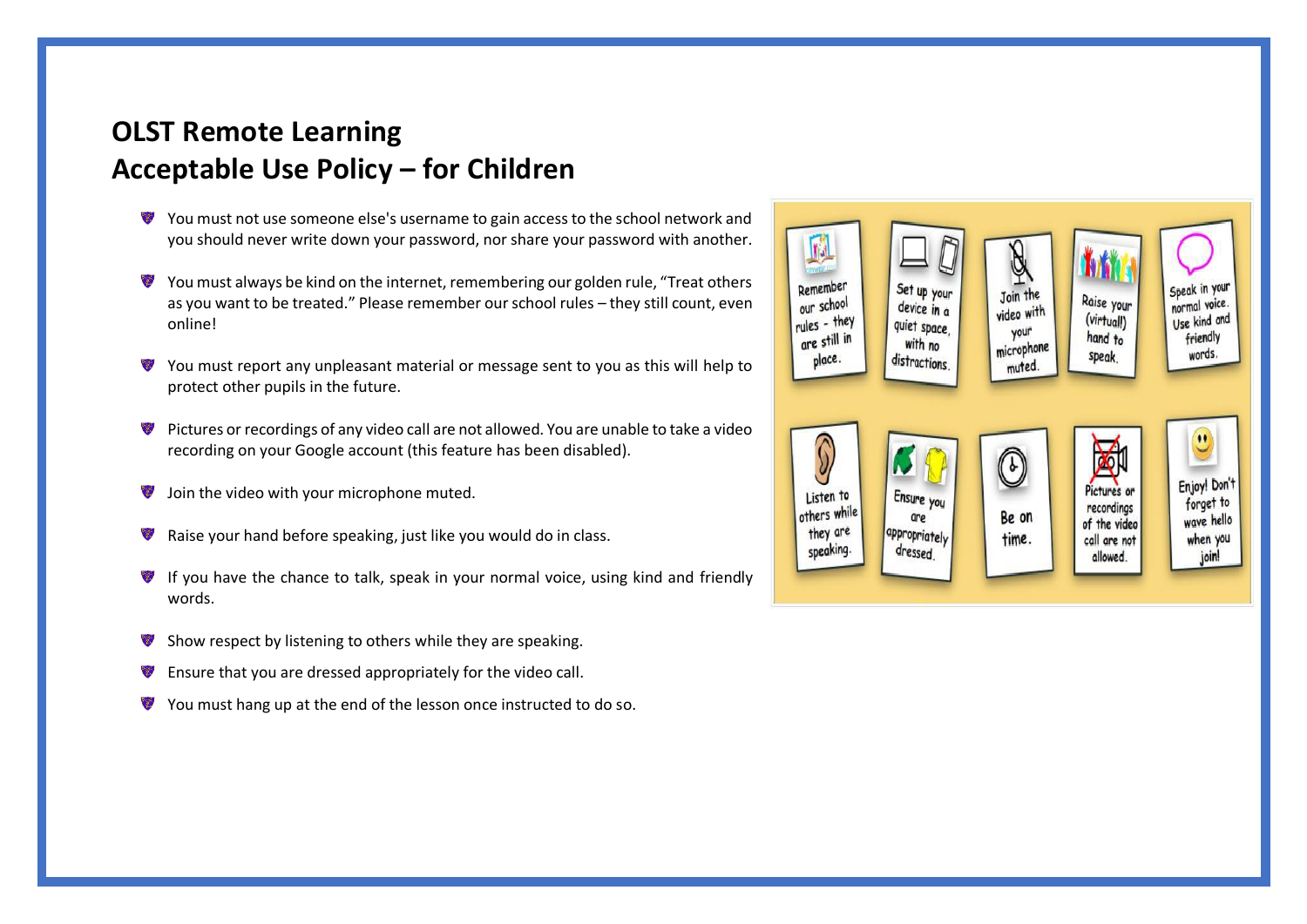# OLST Remote Learning
# Acceptable Use Policy – for Children

- You must not use someone else's username to gain access to the school network and you should never write down your password, nor share your password with another.
- You must always be kind on the internet, remembering our golden rule, "Treat others as you want to be treated." Please remember our school rules – they still count, even online!
- You must report any unpleasant material or message sent to you as this will help to protect other pupils in the future.
- Pictures or recordings of any video call are not allowed. You are unable to take a video recording on your Google account (this feature has been disabled).
- Join the video with your microphone muted.
- Raise your hand before speaking, just like you would do in class.
- If you have the chance to talk, speak in your normal voice, using kind and friendly words.
- Show respect by listening to others while they are speaking.
- Ensure that you are dressed appropriately for the video call.
- You must hang up at the end of the lesson once instructed to do so.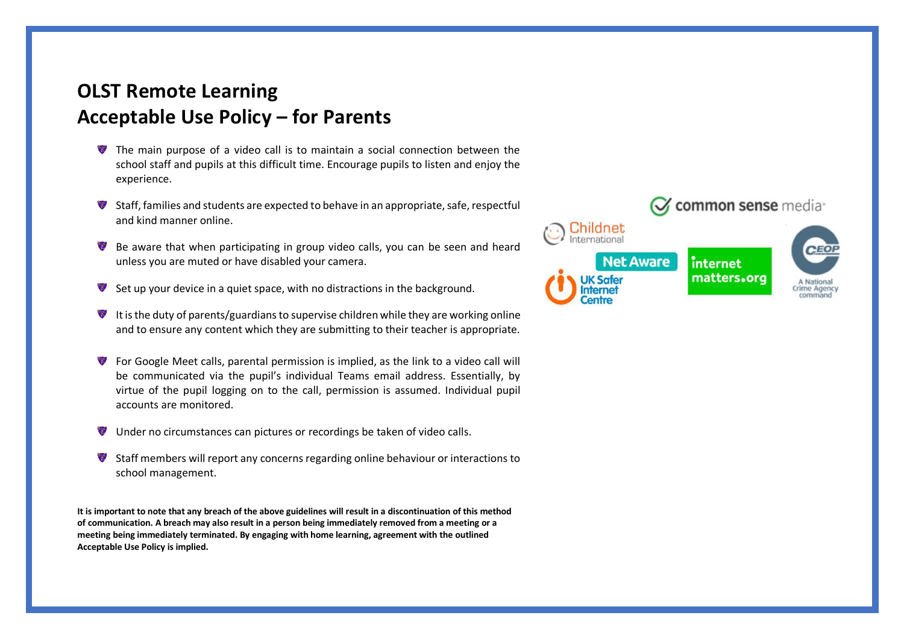# OLST Remote Learning
# Acceptable Use Policy – for Parents

- The main purpose of a video call is to maintain a social connection between the school staff and pupils at this difficult time. Encourage pupils to listen and enjoy the experience.
- Staff, families and students are expected to behave in an appropriate, safe, respectful and kind manner online.
- Be aware that when participating in group video calls, you can be seen and heard unless you are muted or have disabled your camera.
- Set up your device in a quiet space, with no distractions in the background.
- It is the duty of parents/guardians to supervise children while they are working online and to ensure any content which they are submitting to their teacher is appropriate.
- For Google Meet calls, parental permission is implied, as the link to a video call will be communicated via the pupil's individual Teams email address. Essentially, by virtue of the pupil logging on to the call, permission is assumed. Individual pupil accounts are monitored.
- Under no circumstances can pictures or recordings be taken of video calls.
- Staff members will report any concerns regarding online behaviour or interactions to school management.

**It is important to note that any breach of the above guidelines will result in a discontinuation of this method of communication. A breach may also result in a person being immediately removed from a meeting or a meeting being immediately terminated. By engaging with home learning, agreement with the outlined Acceptable Use Policy is implied.**

common sense media

Childnet International

Net Aware

UK Safer Internet Centre

internet matters.org

CEOP – A National Crime Agency command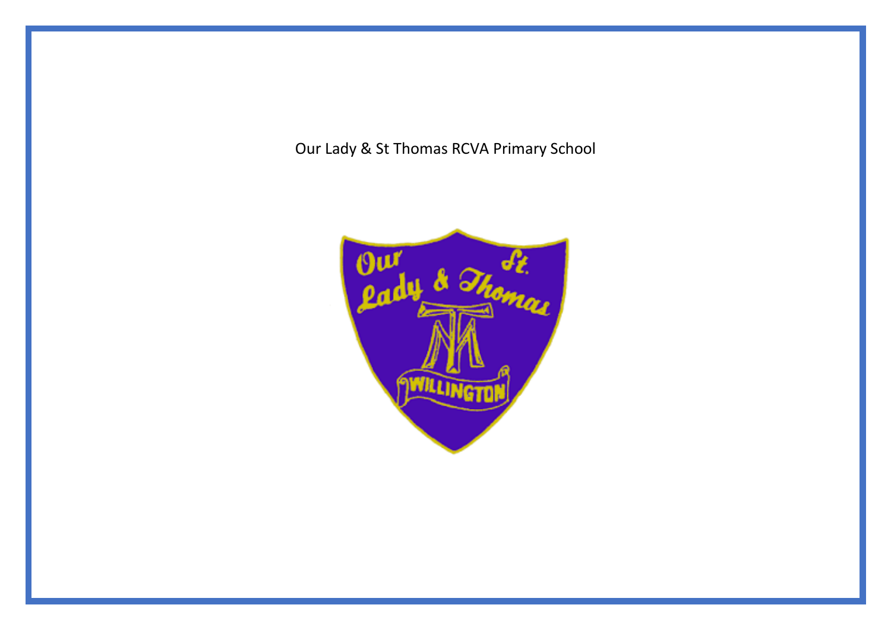Our Lady & St Thomas RCVA Primary School